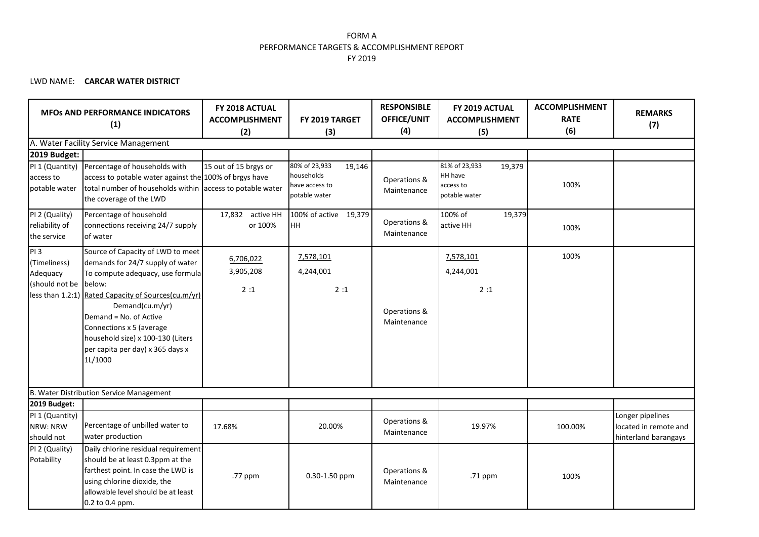FORM A
PERFORMANCE TARGETS & ACCOMPLISHMENT REPORT
FY 2019

LWD NAME: **CARCAR WATER DISTRICT**

| MFOs AND PERFORMANCE INDICATORS (1) | | FY 2018 ACTUAL ACCOMPLISHMENT (2) | FY 2019 TARGET (3) | RESPONSIBLE OFFICE/UNIT (4) | FY 2019 ACTUAL ACCOMPLISHMENT (5) | ACCOMPLISHMENT RATE (6) | REMARKS (7) |
|---|---|---|---|---|---|---|---|
| A. Water Facility Service Management | | | | | | | |
| **2019 Budget:** | | | | | | | |
| PI 1 (Quantity) access to potable water | Percentage of households with access to potable water against the total number of households within the coverage of the LWD | 15 out of 15 brgys or 100% of brgys have access to potable water | 80% of 23,933 households have access to potable water 19,146 | Operations & Maintenance | 81% of 23,933 HH have access to potable water 19,379 | 100% | |
| PI 2 (Quality) reliability of the service | Percentage of household connections receiving 24/7 supply of water | 17,832 active HH or 100% | 100% of active HH 19,379 | Operations & Maintenance | 100% of active HH 19,379 | 100% | |
| PI 3 (Timeliness) Adequacy (should not be less than 1.2:1) | Source of Capacity of LWD to meet demands for 24/7 supply of water To compute adequacy, use formula below: Rated Capacity of Sources(cu.m/yr) / Demand(cu.m/yr) Demand = No. of Active Connections x 5 (average household size) x 100-130 (Liters per capita per day) x 365 days x 1L/1000 | 6,706,022 / 3,905,208 = 2 :1 | 7,578,101 / 4,244,001 = 2 :1 | Operations & Maintenance | 7,578,101 / 4,244,001 = 2 :1 | 100% | |
| B. Water Distribution Service Management | | | | | | | |
| **2019 Budget:** | | | | | | | |
| PI 1 (Quantity) NRW: NRW should not | Percentage of unbilled water to water production | 17.68% | 20.00% | Operations & Maintenance | 19.97% | 100.00% | Longer pipelines located in remote and hinterland barangays |
| PI 2 (Quality) Potability | Daily chlorine residual requirement should be at least 0.3ppm at the farthest point. In case the LWD is using chlorine dioxide, the allowable level should be at least 0.2 to 0.4 ppm. | .77 ppm | 0.30-1.50 ppm | Operations & Maintenance | .71 ppm | 100% | |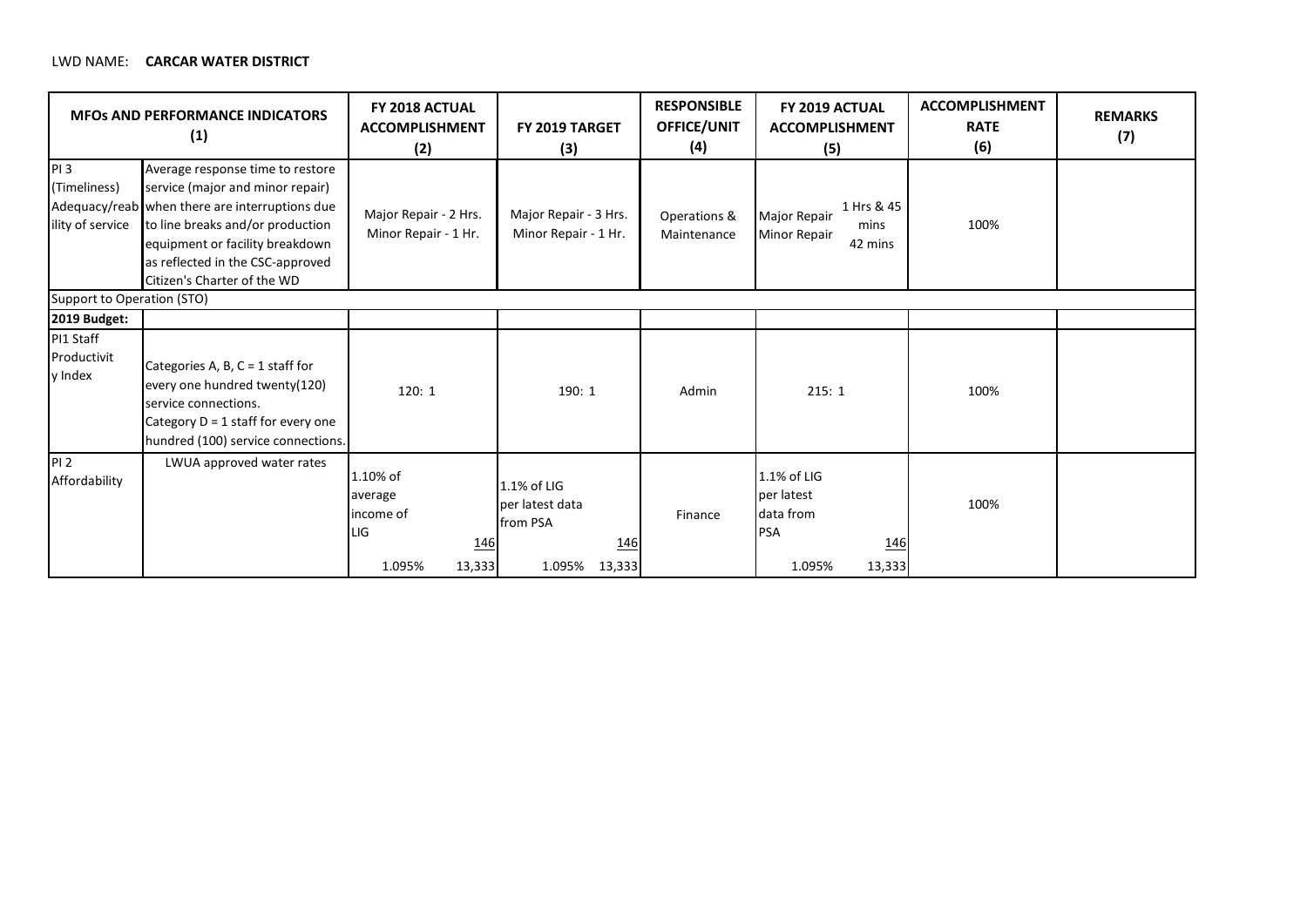LWD NAME: **CARCAR WATER DISTRICT**

| MFOs AND PERFORMANCE INDICATORS (1) | | FY 2018 ACTUAL ACCOMPLISHMENT (2) | FY 2019 TARGET (3) | RESPONSIBLE OFFICE/UNIT (4) | FY 2019 ACTUAL ACCOMPLISHMENT (5) | ACCOMPLISHMENT RATE (6) | REMARKS (7) |
|---|---|---|---|---|---|---|---|
| PI 3 (Timeliness) Adequacy/reability of service | Average response time to restore service (major and minor repair) when there are interruptions due to line breaks and/or production equipment or facility breakdown as reflected in the CSC-approved Citizen's Charter of the WD | Major Repair - 2 Hrs. Minor Repair - 1 Hr. | Major Repair - 3 Hrs. Minor Repair - 1 Hr. | Operations & Maintenance | Major Repair 1 Hrs & 45 mins Minor Repair 42 mins | 100% | |
| Support to Operation (STO) | | | | | | | |
| **2019 Budget:** | | | | | | | |
| PI1 Staff Productivity Index | Categories A, B, C = 1 staff for every one hundred twenty(120) service connections. Category D = 1 staff for every one hundred (100) service connections. | 120: 1 | 190: 1 | Admin | 215: 1 | 100% | |
| PI 2 Affordability | LWUA approved water rates | 1.10% of average income of LIG 146 / 13,333 1.095% | 1.1% of LIG per latest data from PSA 146 / 13,333 1.095% | Finance | 1.1% of LIG per latest data from PSA 146 / 13,333 1.095% | 100% | |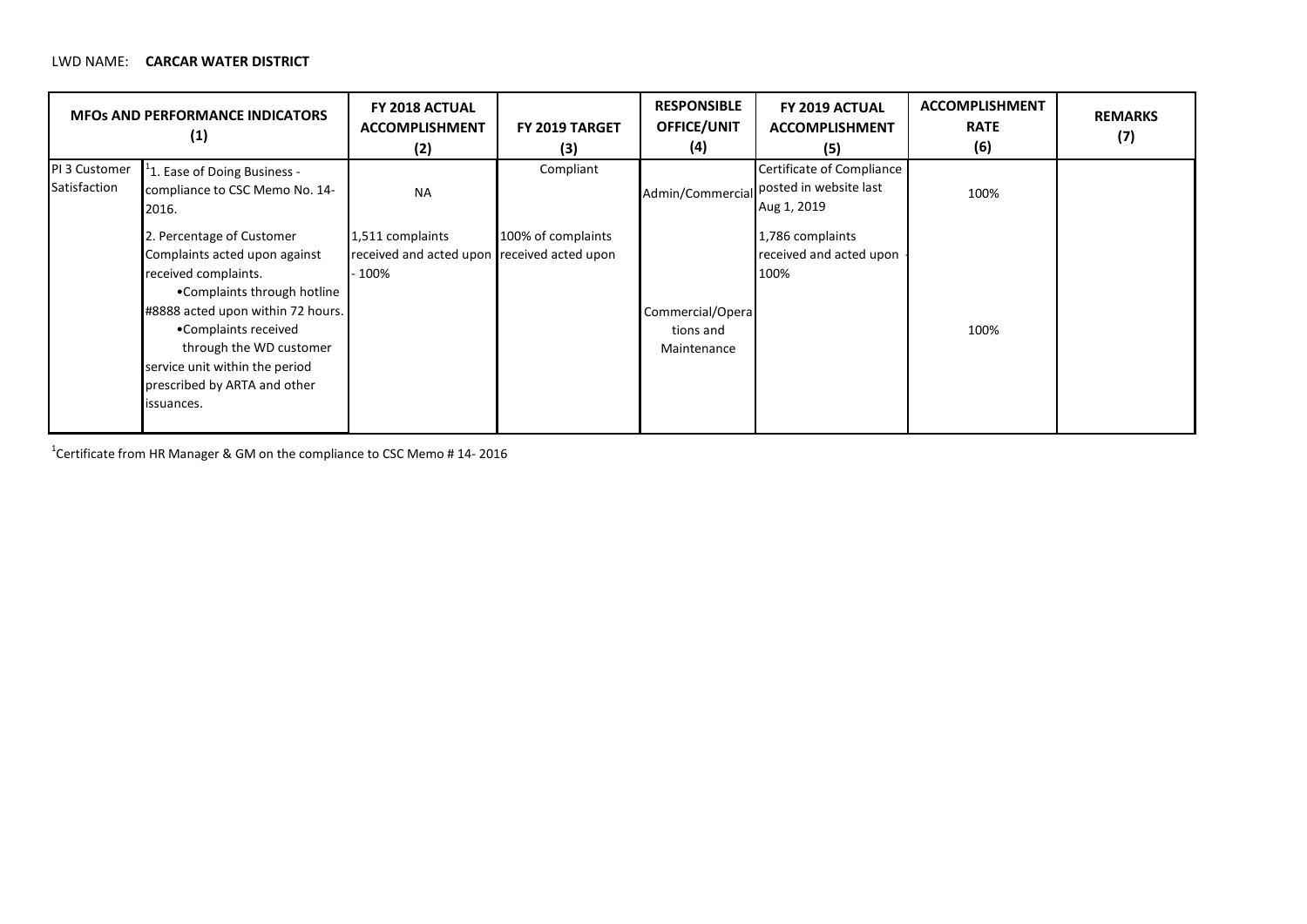LWD NAME: **CARCAR WATER DISTRICT**

| MFOs AND PERFORMANCE INDICATORS (1) | | FY 2018 ACTUAL ACCOMPLISHMENT (2) | FY 2019 TARGET (3) | RESPONSIBLE OFFICE/UNIT (4) | FY 2019 ACTUAL ACCOMPLISHMENT (5) | ACCOMPLISHMENT RATE (6) | REMARKS (7) |
|---|---|---|---|---|---|---|---|
| PI 3 Customer Satisfaction | [1] 1. Ease of Doing Business - compliance to CSC Memo No. 14-2016. | NA | Compliant | Admin/Commercial | Certificate of Compliance posted in website last Aug 1, 2019 | 100% | |
| | 2. Percentage of Customer Complaints acted upon against received complaints.<br>•Complaints through hotline #8888 acted upon within 72 hours.<br>•Complaints received through the WD customer service unit within the period prescribed by ARTA and other issuances. | 1,511 complaints received and acted upon - 100% | 100% of complaints received acted upon | Commercial/Operations and Maintenance | 1,786 complaints received and acted upon - 100% | 100% | |

[1]Certificate from HR Manager & GM on the compliance to CSC Memo # 14- 2016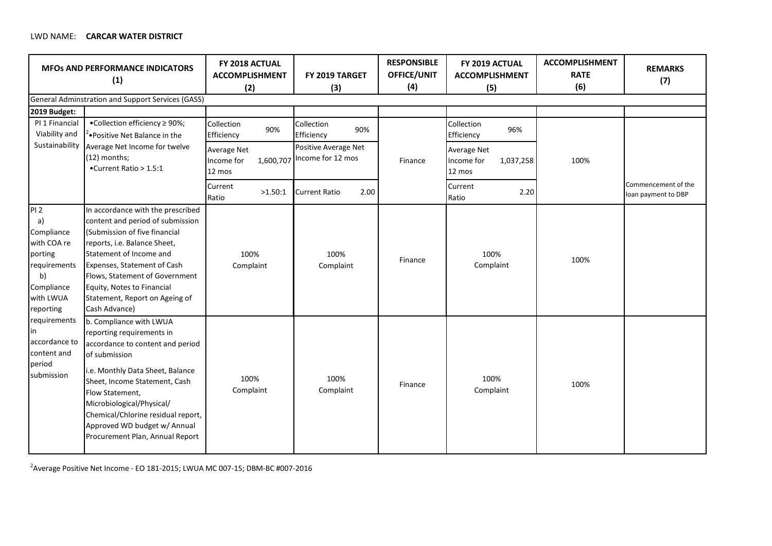LWD NAME: **CARCAR WATER DISTRICT**

| MFOs AND PERFORMANCE INDICATORS (1) | | FY 2018 ACTUAL ACCOMPLISHMENT (2) | FY 2019 TARGET (3) | RESPONSIBLE OFFICE/UNIT (4) | FY 2019 ACTUAL ACCOMPLISHMENT (5) | ACCOMPLISHMENT RATE (6) | REMARKS (7) |
|---|---|---|---|---|---|---|---|
| General Adminstration and Support Services (GASS) | | | | | | | |
| **2019 Budget:** | | | | | | | |
| PI 1 Financial Viability and Sustainability | •Collection efficiency ≥ 90%; [2]•Positive Net Balance in the Average Net Income for twelve (12) months; •Current Ratio > 1.5:1 | Collection Efficiency 90% | Collection Efficiency 90% | Finance | Collection Efficiency 96% | 100% | |
| | | Average Net Income for 12 mos 1,600,707 | Positive Average Net Income for 12 mos | | Average Net Income for 12 mos 1,037,258 | | |
| | | Current Ratio >1.50:1 | Current Ratio 2.00 | | Current Ratio 2.20 | | Commencement of the loan payment to DBP |
| PI 2 a) Compliance with COA re porting requirements b) Compliance with LWUA reporting requirements in accordance to content and period submission | In accordance with the prescribed content and period of submission (Submission of five financial reports, i.e. Balance Sheet, Statement of Income and Expenses, Statement of Cash Flows, Statement of Government Equity, Notes to Financial Statement, Report on Ageing of Cash Advance) | 100% Complaint | 100% Complaint | Finance | 100% Complaint | 100% | |
| | b. Compliance with LWUA reporting requirements in accordance to content and period of submission i.e. Monthly Data Sheet, Balance Sheet, Income Statement, Cash Flow Statement, Microbiological/Physical/ Chemical/Chlorine residual report, Approved WD budget w/ Annual Procurement Plan, Annual Report | 100% Complaint | 100% Complaint | Finance | 100% Complaint | 100% | |

[2]Average Positive Net Income - EO 181-2015; LWUA MC 007-15; DBM-BC #007-2016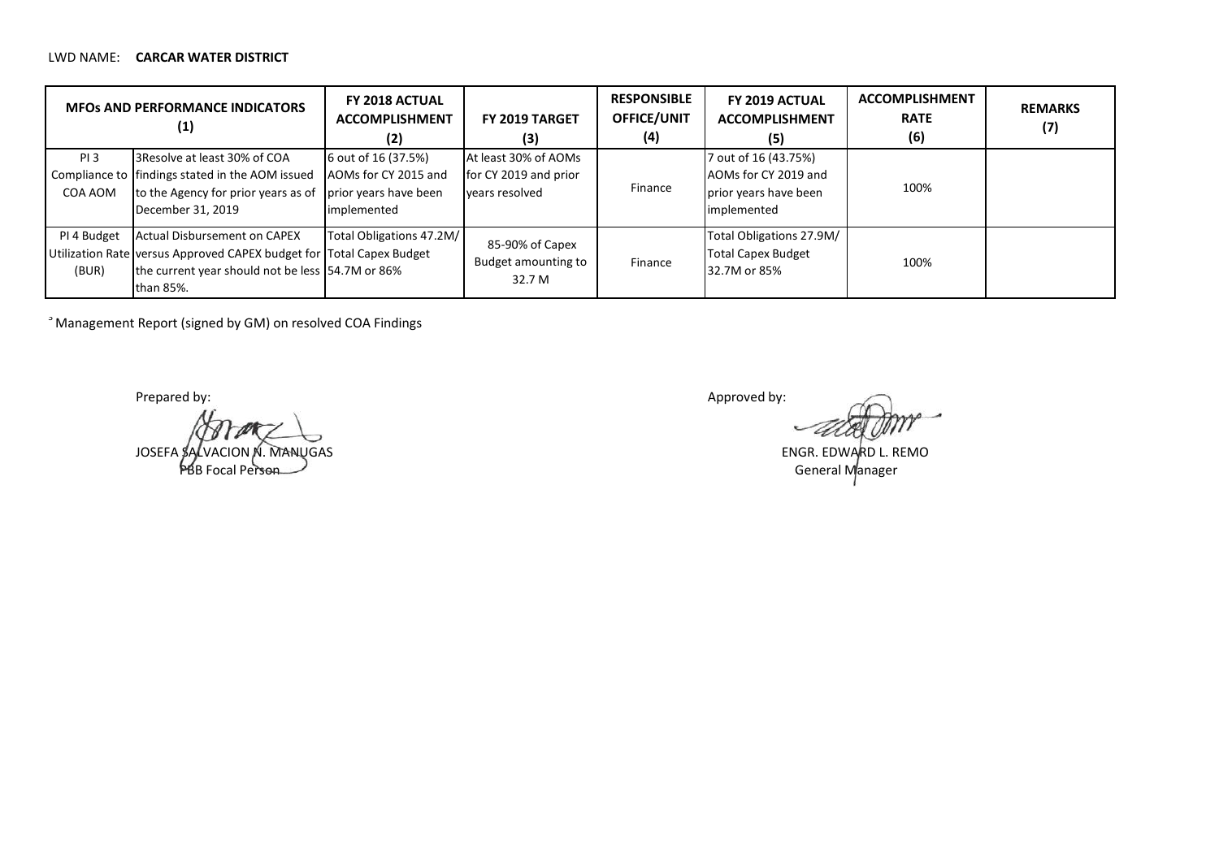LWD NAME: **CARCAR WATER DISTRICT**

| MFOs AND PERFORMANCE INDICATORS (1) | | FY 2018 ACTUAL ACCOMPLISHMENT (2) | FY 2019 TARGET (3) | RESPONSIBLE OFFICE/UNIT (4) | FY 2019 ACTUAL ACCOMPLISHMENT (5) | ACCOMPLISHMENT RATE (6) | REMARKS (7) |
|---|---|---|---|---|---|---|---|
| PI 3 Compliance to COA AOM | 3Resolve at least 30% of COA findings stated in the AOM issued to the Agency for prior years as of December 31, 2019 | 6 out of 16 (37.5%) AOMs for CY 2015 and prior years have been implemented | At least 30% of AOMs for CY 2019 and prior years resolved | Finance | 7 out of 16 (43.75%) AOMs for CY 2019 and prior years have been implemented | 100% | |
| PI 4 Budget Utilization Rate (BUR) | Actual Disbursement on CAPEX versus Approved CAPEX budget for the current year should not be less than 85%. | Total Obligations 47.2M/ Total Capex Budget 54.7M or 86% | 85-90% of Capex Budget amounting to 32.7 M | Finance | Total Obligations 27.9M/ Total Capex Budget 32.7M or 85% | 100% | |

[a] Management Report (signed by GM) on resolved COA Findings

Prepared by:

JOSEFA SALVACION N. MANUGAS
PBB Focal Person

Approved by:

ENGR. EDWARD L. REMO
General Manager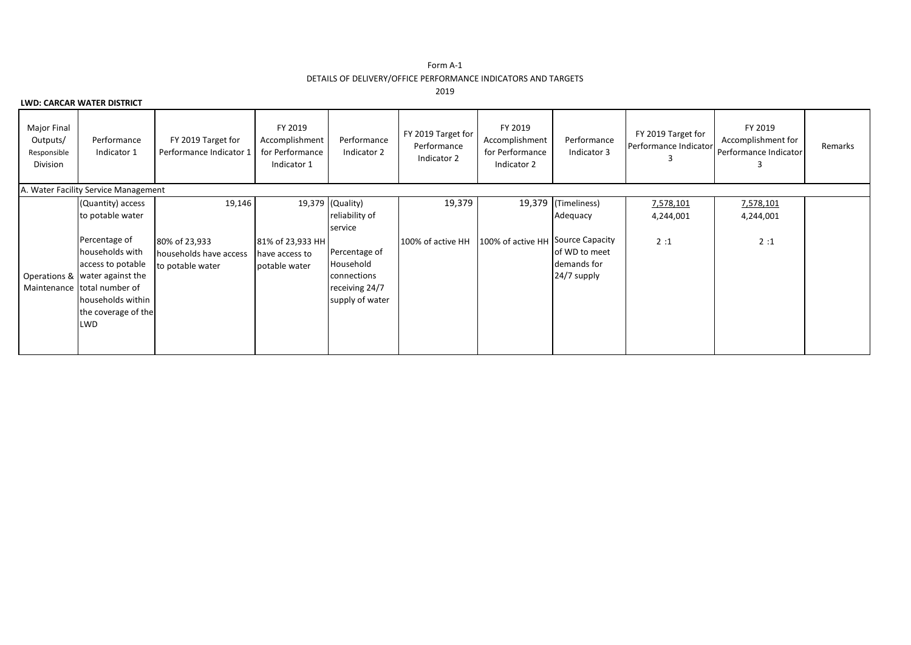Form A-1

DETAILS OF DELIVERY/OFFICE PERFORMANCE INDICATORS AND TARGETS

2019

**LWD: CARCAR WATER DISTRICT**

| Major Final Outputs/ Responsible Division | Performance Indicator 1 | FY 2019 Target for Performance Indicator 1 | FY 2019 Accomplishment for Performance Indicator 1 | Performance Indicator 2 | FY 2019 Target for Performance Indicator 2 | FY 2019 Accomplishment for Performance Indicator 2 | Performance Indicator 3 | FY 2019 Target for Performance Indicator 3 | FY 2019 Accomplishment for Performance Indicator 3 | Remarks |
|---|---|---|---|---|---|---|---|---|---|---|
| A. Water Facility Service Management | | | | | | | | | | |
| Operations & Maintenance | (Quantity) access to potable water<br><br>Percentage of households with access to potable water against the total number of households within the coverage of the LWD | 19,146<br><br>80% of 23,933 households have access to potable water | 19,379<br><br>81% of 23,933 HH have access to potable water | (Quality) reliability of service<br><br>Percentage of Household connections receiving 24/7 supply of water | 19,379<br><br>100% of active HH | 19,379<br><br>100% of active HH | (Timeliness) Adequacy<br><br>Source Capacity of WD to meet demands for 24/7 supply | 7,578,101<br>4,244,001<br><br>2 :1 | 7,578,101<br>4,244,001<br><br>2 :1 | |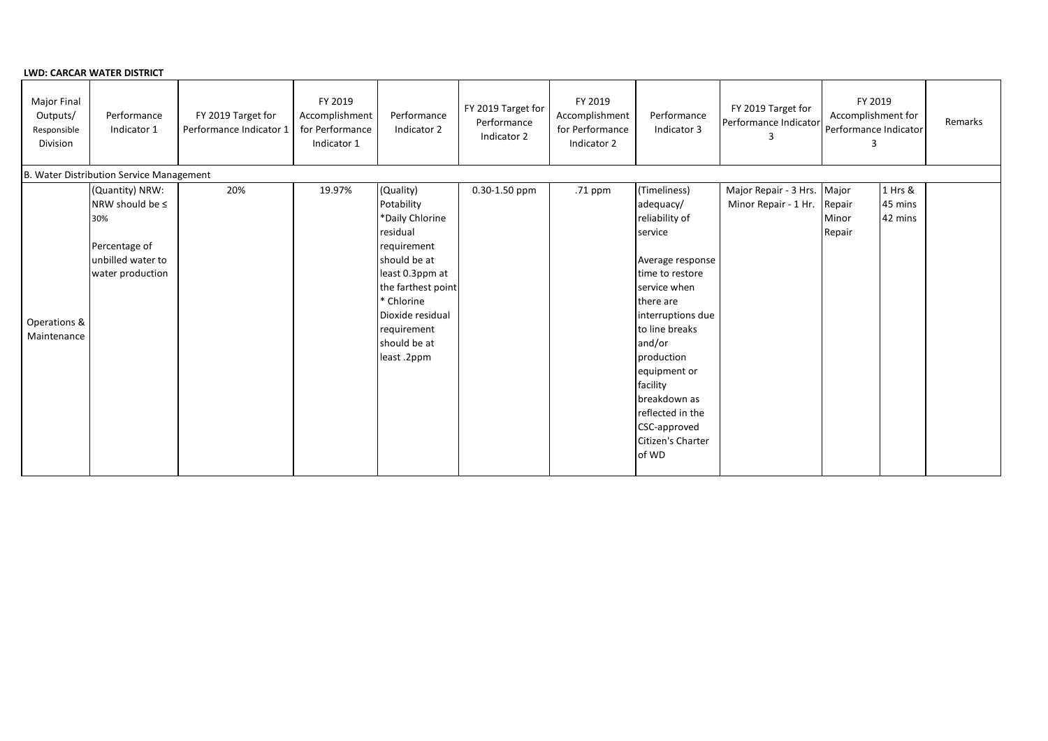**LWD: CARCAR WATER DISTRICT**

| Major Final Outputs/ Responsible Division | Performance Indicator 1 | FY 2019 Target for Performance Indicator 1 | FY 2019 Accomplishment for Performance Indicator 1 | Performance Indicator 2 | FY 2019 Target for Performance Indicator 2 | FY 2019 Accomplishment for Performance Indicator 2 | Performance Indicator 3 | FY 2019 Target for Performance Indicator 3 | FY 2019 Accomplishment for Performance Indicator 3 | | Remarks |
|---|---|---|---|---|---|---|---|---|---|---|---|
| B. Water Distribution Service Management | | | | | | | | | | | |
| Operations & Maintenance | (Quantity) NRW: NRW should be ≤ 30%<br><br>Percentage of unbilled water to water production | 20% | 19.97% | (Quality) Potability *Daily Chlorine residual requirement should be at least 0.3ppm at the farthest point * Chlorine Dioxide residual requirement should be at least .2ppm | 0.30-1.50 ppm | .71 ppm | (Timeliness) adequacy/ reliability of service<br><br>Average response time to restore service when there are interruptions due to line breaks and/or production equipment or facility breakdown as reflected in the CSC-approved Citizen's Charter of WD | Major Repair - 3 Hrs. Minor Repair - 1 Hr. | Major Repair Minor Repair | 1 Hrs & 45 mins 42 mins | |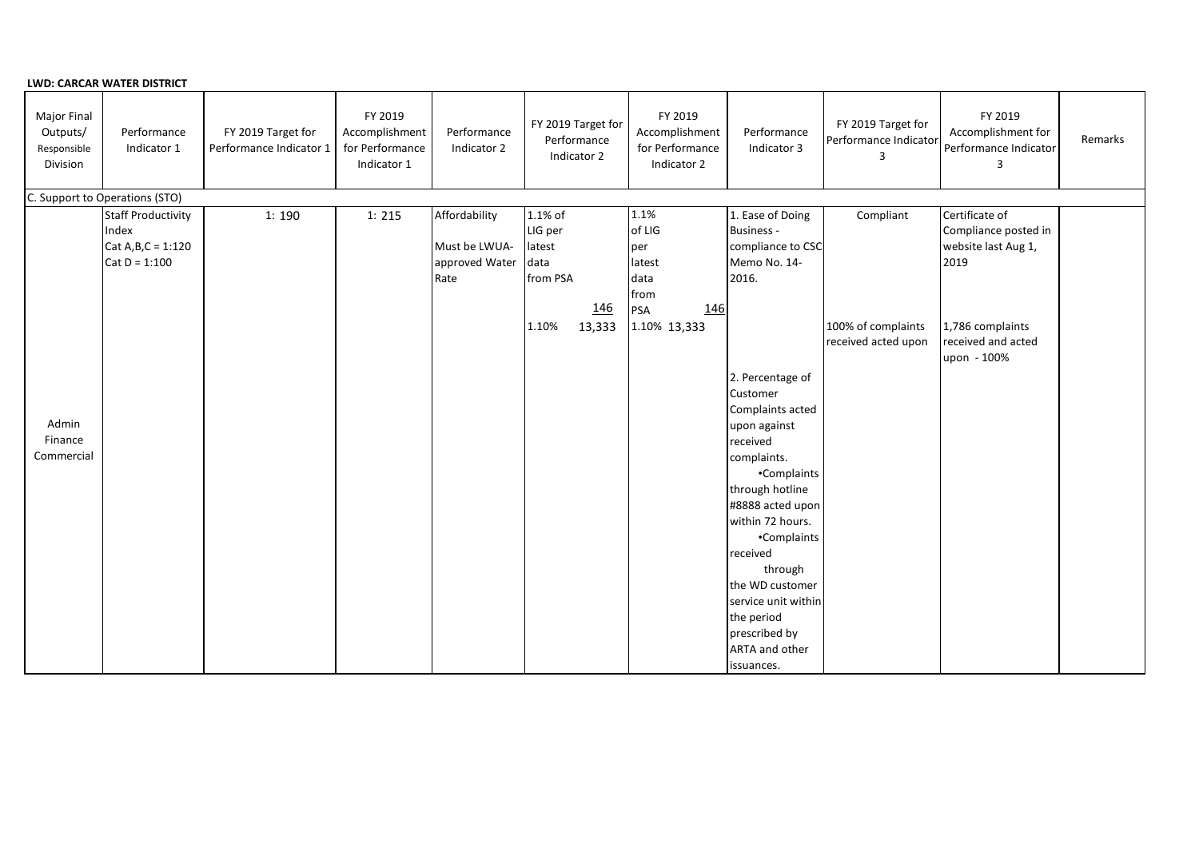**LWD: CARCAR WATER DISTRICT**

| Major Final Outputs/ Responsible Division | Performance Indicator 1 | FY 2019 Target for Performance Indicator 1 | FY 2019 Accomplishment for Performance Indicator 1 | Performance Indicator 2 | FY 2019 Target for Performance Indicator 2 | FY 2019 Accomplishment for Performance Indicator 2 | Performance Indicator 3 | FY 2019 Target for Performance Indicator 3 | FY 2019 Accomplishment for Performance Indicator 3 | Remarks |
|---|---|---|---|---|---|---|---|---|---|---|
| C. Support to Operations (STO) | | | | | | | | | | |
| Admin Finance Commercial | Staff Productivity Index Cat A,B,C = 1:120 Cat D = 1:100 | 1: 190 | 1: 215 | Affordability Must be LWUA-approved Water Rate | 1.1% of LIG per latest data from PSA 146 1.10% 13,333 | 1.1% of LIG per latest data from PSA 146 1.10% 13,333 | 1. Ease of Doing Business - compliance to CSC Memo No. 14-2016. | Compliant | Certificate of Compliance posted in website last Aug 1, 2019 | |
| | | | | | | | 2. Percentage of Customer Complaints acted upon against received complaints. •Complaints through hotline #8888 acted upon within 72 hours. •Complaints received through the WD customer service unit within the period prescribed by ARTA and other issuances. | 100% of complaints received acted upon | 1,786 complaints received and acted upon - 100% | |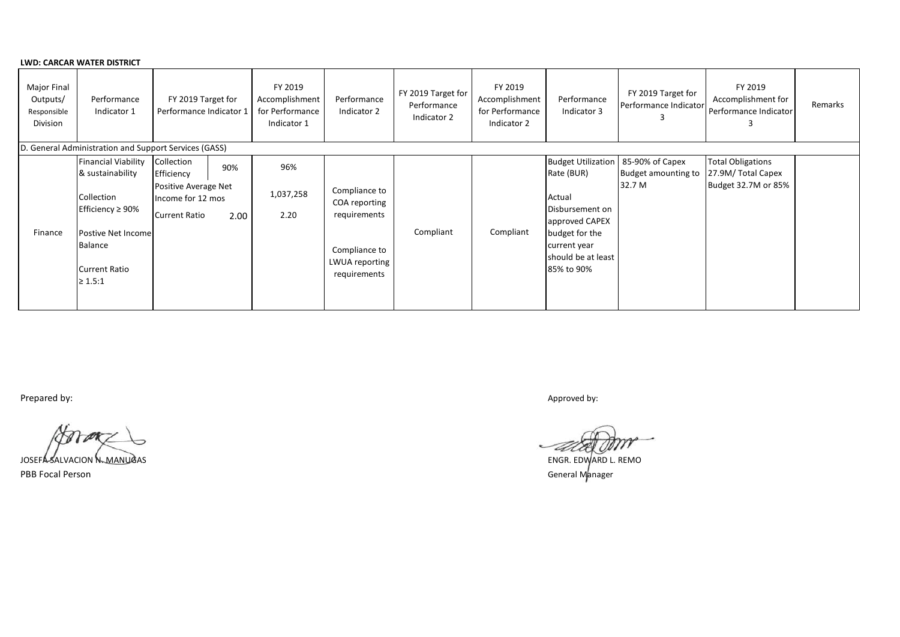**LWD: CARCAR WATER DISTRICT**

| Major Final Outputs/ Responsible Division | Performance Indicator 1 | FY 2019 Target for Performance Indicator 1 | | FY 2019 Accomplishment for Performance Indicator 1 | Performance Indicator 2 | FY 2019 Target for Performance Indicator 2 | FY 2019 Accomplishment for Performance Indicator 2 | Performance Indicator 3 | FY 2019 Target for Performance Indicator 3 | FY 2019 Accomplishment for Performance Indicator 3 | Remarks |
|---|---|---|---|---|---|---|---|---|---|---|---|
| D. General Administration and Support Services (GASS) | | | | | | | | | | | |
| Finance | Financial Viability & sustainability<br><br>Collection Efficiency ≥ 90%<br><br>Postive Net Income Balance<br><br>Current Ratio ≥ 1.5:1 | Collection Efficiency<br><br>Positive Average Net Income for 12 mos<br><br>Current Ratio | 90%<br><br><br><br>2.00 | 96%<br><br>1,037,258<br><br>2.20 | Compliance to COA reporting requirements<br><br>Compliance to LWUA reporting requirements | Compliant | Compliant | Budget Utilization Rate (BUR)<br><br>Actual Disbursement on approved CAPEX budget for the current year should be at least 85% to 90% | 85-90% of Capex Budget amounting to 32.7 M | Total Obligations 27.9M/ Total Capex Budget 32.7M or 85% | |

Prepared by:

JOSEFA SALVACION N. MANUGAS
PBB Focal Person

Approved by:

ENGR. EDWARD L. REMO
General Manager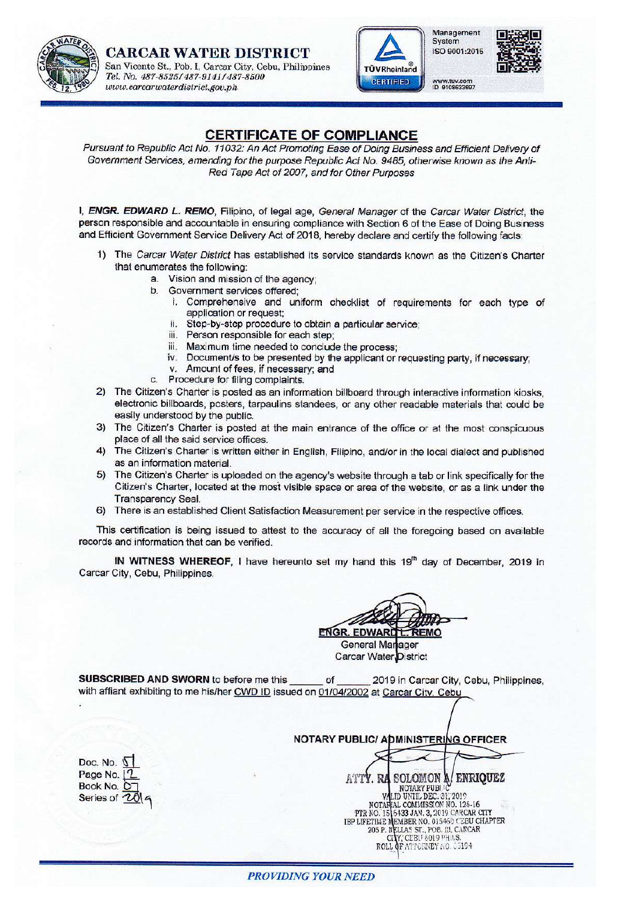**CARCAR WATER DISTRICT**
San Vicente St., Pob. I, Carcar City, Cebu, Philippines
Tel. No. 487-8525/487-9141/487-8500
www.carcarwaterdistrict.gov.ph

Management System ISO 9001:2015
TÜVRheinland CERTIFIED
www.tuv.com ID 9108633697

# CERTIFICATE OF COMPLIANCE

*Pursuant to Republic Act No. 11032: An Act Promoting Ease of Doing Business and Efficient Delivery of Government Services, amending for the purpose Republic Act No. 9485, otherwise known as the Anti-Red Tape Act of 2007, and for Other Purposes*

I, ***ENGR. EDWARD L. REMO***, Filipino, of legal age, *General Manager* of the *Carcar Water District*, the person responsible and accountable in ensuring compliance with Section 6 of the Ease of Doing Business and Efficient Government Service Delivery Act of 2018, hereby declare and certify the following facts:

1) The *Carcar Water District* has established its service standards known as the Citizen's Charter that enumerates the following:
   a. Vision and mission of the agency;
   b. Government services offered;
      i. Comprehensive and uniform checklist of requirements for each type of application or request;
      ii. Step-by-step procedure to obtain a particular service;
      iii. Person responsible for each step;
      iii. Maximum time needed to conclude the process;
      iv. Document/s to be presented by the applicant or requesting party, if necessary;
      v. Amount of fees, if necessary; and
   c. Procedure for filing complaints.
2) The Citizen's Charter is posted as an information billboard through interactive information kiosks, electronic billboards, posters, tarpaulins standees, or any other readable materials that could be easily understood by the public.
3) The Citizen's Charter is posted at the main entrance of the office or at the most conspicuous place of all the said service offices.
4) The Citizen's Charter is written either in English, Filipino, and/or in the local dialect and published as an information material.
5) The Citizen's Charter is uploaded on the agency's website through a tab or link specifically for the Citizen's Charter, located at the most visible space or area of the website, or as a link under the Transparency Seal.
6) There is an established Client Satisfaction Measurement per service in the respective offices.

This certification is being issued to attest to the accuracy of all the foregoing based on available records and information that can be verified.

**IN WITNESS WHEREOF**, I have hereunto set my hand this 19th day of December, 2019 in Carcar City, Cebu, Philippines.

**ENGR. EDWARD L. REMO**
General Manager
Carcar Water District

**SUBSCRIBED AND SWORN** to before me this ______ of ______ 2019 in Carcar City, Cebu, Philippines, with affiant exhibiting to me his/her CWD ID issued on 01/04/2002 at Carcar City, Cebu

**NOTARY PUBLIC/ ADMINISTERING OFFICER**

ATTY. RA SOLOMON A. ENRIQUEZ
NOTARY PUBLIC
VALID UNTIL DEC. 31, 2019
NOTARIAL COMMISSION NO. 126-16
PTR NO. 15 5433 JAN. 3, 2019 CARCAR CITY
IBP LIFETIME MEMBER NO. 015460 CEBU CHAPTER
205 P. NELLAS ST., POB. III, CARCAR CITY, CEBU 6019 PHILS.
ROLL OF ATTORNEY NO. 55194

Doc. No. 51
Page No. 12
Book No. 07
Series of 2019

*PROVIDING YOUR NEED*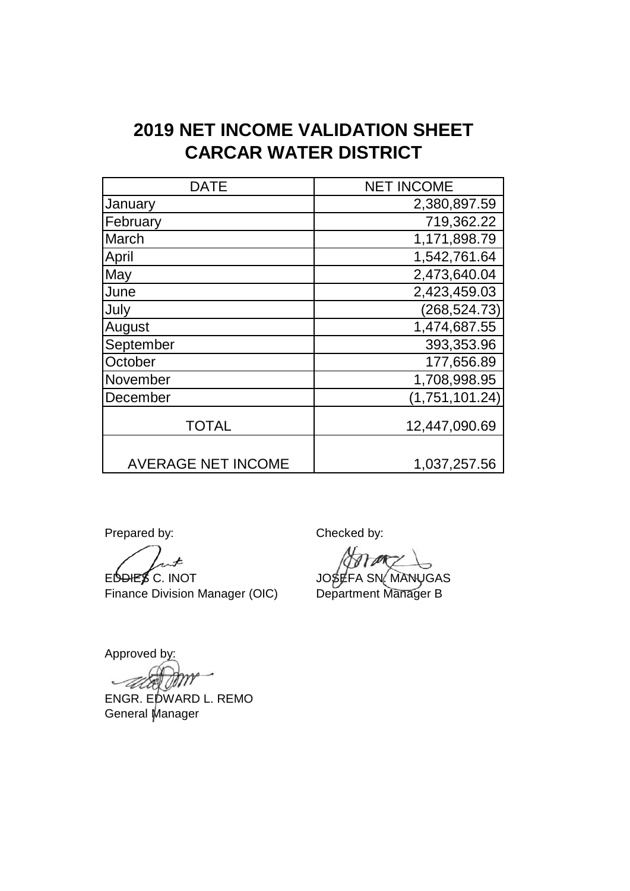# 2019 NET INCOME VALIDATION SHEET
# CARCAR WATER DISTRICT

| DATE | NET INCOME |
|---|---|
| January | 2,380,897.59 |
| February | 719,362.22 |
| March | 1,171,898.79 |
| April | 1,542,761.64 |
| May | 2,473,640.04 |
| June | 2,423,459.03 |
| July | (268,524.73) |
| August | 1,474,687.55 |
| September | 393,353.96 |
| October | 177,656.89 |
| November | 1,708,998.95 |
| December | (1,751,101.24) |
| TOTAL | 12,447,090.69 |
| AVERAGE NET INCOME | 1,037,257.56 |

Prepared by:

EDDIES C. INOT
Finance Division Manager (OIC)

Checked by:

JOSEFA SN. MANUGAS
Department Manager B

Approved by:

ENGR. EDWARD L. REMO
General Manager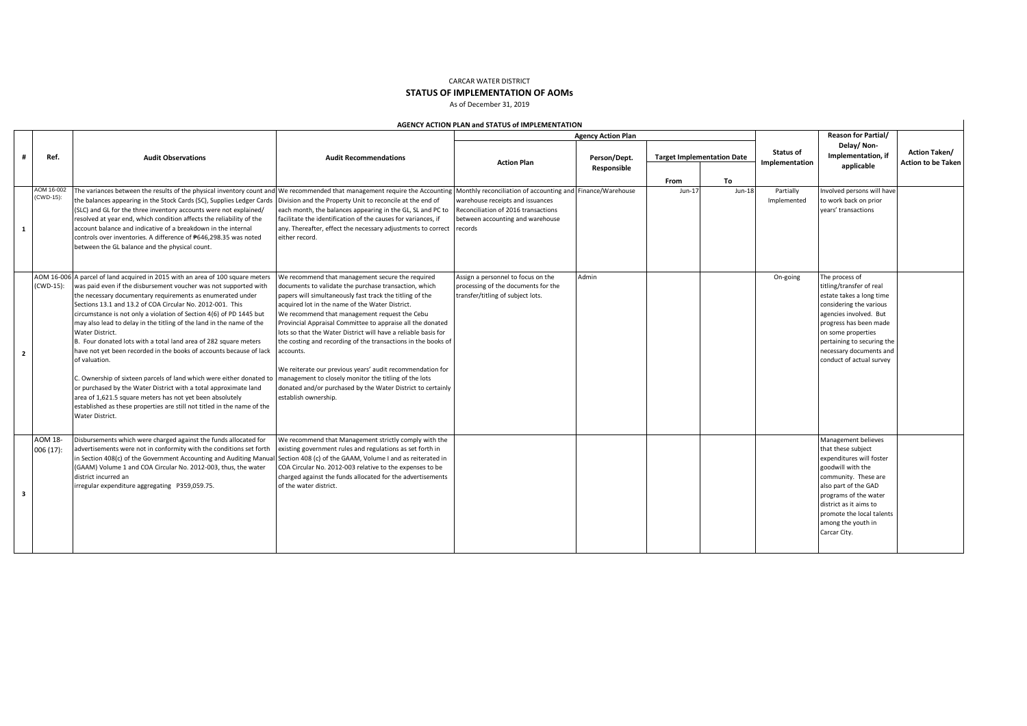CARCAR WATER DISTRICT

## STATUS OF IMPLEMENTATION OF AOMs

As of December 31, 2019

### AGENCY ACTION PLAN and STATUS of IMPLEMENTATION

| # | Ref. | Audit Observations | Audit Recommendations | Agency Action Plan | | | | Status of Implementation | Reason for Partial/ Delay/ Non-Implementation, if applicable | Action Taken/ Action to be Taken |
|---|---|---|---|---|---|---|---|---|---|---|
| | | | | Action Plan | Person/Dept. Responsible | Target Implementation Date | | | | |
| | | | | | | From | To | | | |
| 1 | AOM 16-002 (CWD-15): | The variances between the results of the physical inventory count and the balances appearing in the Stock Cards (SC), Supplies Ledger Cards (SLC) and GL for the three inventory accounts were not explained/ resolved at year end, which condition affects the reliability of the account balance and indicative of a breakdown in the internal controls over inventories. A difference of ₱646,298.35 was noted between the GL balance and the physical count. | We recommended that management require the Accounting Division and the Property Unit to reconcile at the end of each month, the balances appearing in the GL, SL and PC to facilitate the identification of the causes for variances, if any. Thereafter, effect the necessary adjustments to correct either record. | Monthly reconciliation of accounting and warehouse receipts and issuances Reconciliation of 2016 transactions between accounting and warehouse records | Finance/Warehouse | Jun-17 | Jun-18 | Partially Implemented | Involved persons will have to work back on prior years' transactions | |
| 2 | AOM 16-006 (CWD-15): | A parcel of land acquired in 2015 with an area of 100 square meters was paid even if the disbursement voucher was not supported with the necessary documentary requirements as enumerated under Sections 13.1 and 13.2 of COA Circular No. 2012-001. This circumstance is not only a violation of Section 4(6) of PD 1445 but may also lead to delay in the titling of the land in the name of the Water District.<br>B. Four donated lots with a total land area of 282 square meters have not yet been recorded in the books of accounts because of lack of valuation.<br>C. Ownership of sixteen parcels of land which were either donated to or purchased by the Water District with a total approximate land area of 1,621.5 square meters has not yet been absolutely established as these properties are still not titled in the name of the Water District. | We recommend that management secure the required documents to validate the purchase transaction, which papers will simultaneously fast track the titling of the acquired lot in the name of the Water District.<br>We recommend that management request the Cebu Provincial Appraisal Committee to appraise all the donated lots so that the Water District will have a reliable basis for the costing and recording of the transactions in the books of accounts.<br>We reiterate our previous years' audit recommendation for management to closely monitor the titling of the lots donated and/or purchased by the Water District to certainly establish ownership. | Assign a personnel to focus on the processing of the documents for the transfer/titling of subject lots. | Admin | | | On-going | The process of titling/transfer of real estate takes a long time considering the various agencies involved. But progress has been made on some properties pertaining to securing the necessary documents and conduct of actual survey | |
| 3 | AOM 18-006 (17): | Disbursements which were charged against the funds allocated for advertisements were not in conformity with the conditions set forth in Section 408(c) of the Government Accounting and Auditing Manual (GAAM) Volume 1 and COA Circular No. 2012-003, thus, the water district incurred an irregular expenditure aggregating P359,059.75. | We recommend that Management strictly comply with the existing government rules and regulations as set forth in Section 408 (c) of the GAAM, Volume I and as reiterated in COA Circular No. 2012-003 relative to the expenses to be charged against the funds allocated for the advertisements of the water district. | | | | | | Management believes that these subject expenditures will foster goodwill with the community. These are also part of the GAD programs of the water district as it aims to promote the local talents among the youth in Carcar City. | |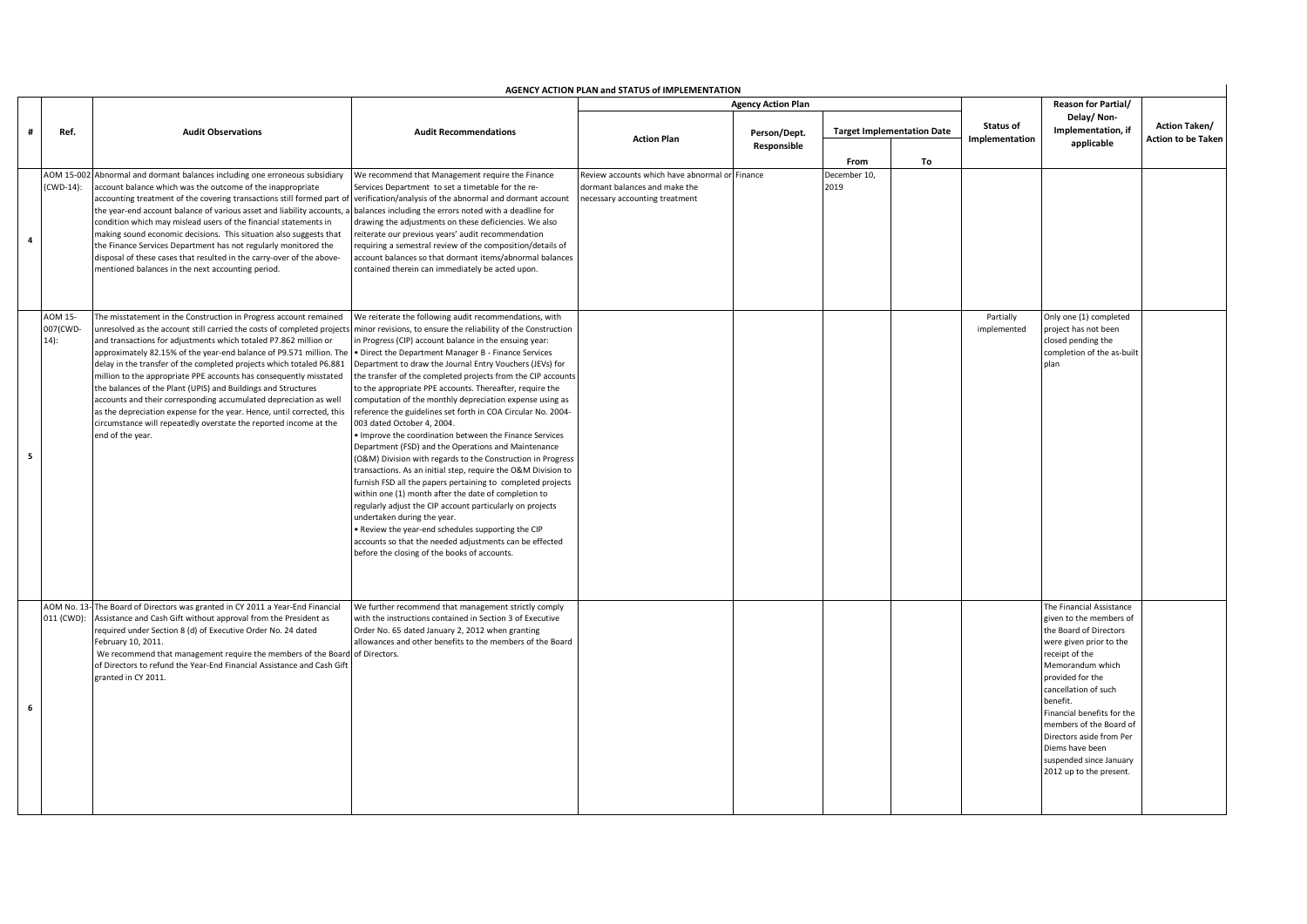**AGENCY ACTION PLAN and STATUS of IMPLEMENTATION**

| # | Ref. | Audit Observations | Audit Recommendations | Agency Action Plan | | | | Status of Implementation | Reason for Partial/ Delay/ Non-Implementation, if applicable | Action Taken/ Action to be Taken |
|---|---|---|---|---|---|---|---|---|---|---|
| | | | | Action Plan | Person/Dept. Responsible | Target Implementation Date | | | | |
| | | | | | | From | To | | | |
| 4 | AOM 15-002 (CWD-14): | Abnormal and dormant balances including one erroneous subsidiary account balance which was the outcome of the inappropriate accounting treatment of the covering transactions still formed part of the year-end account balance of various asset and liability accounts, a condition which may mislead users of the financial statements in making sound economic decisions. This situation also suggests that the Finance Services Department has not regularly monitored the disposal of these cases that resulted in the carry-over of the above-mentioned balances in the next accounting period. | We recommend that Management require the Finance Services Department to set a timetable for the re-verification/analysis of the abnormal and dormant account balances including the errors noted with a deadline for drawing the adjustments on these deficiencies. We also reiterate our previous years' audit recommendation requiring a semestral review of the composition/details of account balances so that dormant items/abnormal balances contained therein can immediately be acted upon. | Review accounts which have abnormal or dormant balances and make the necessary accounting treatment | Finance | December 10, 2019 | | | | |
| 5 | AOM 15-007(CWD-14): | The misstatement in the Construction in Progress account remained unresolved as the account still carried the costs of completed projects and transactions for adjustments which totaled P7.862 million or approximately 82.15% of the year-end balance of P9.571 million. The delay in the transfer of the completed projects which totaled P6.881 million to the appropriate PPE accounts has consequently misstated the balances of the Plant (UPIS) and Buildings and Structures accounts and their corresponding accumulated depreciation as well as the depreciation expense for the year. Hence, until corrected, this circumstance will repeatedly overstate the reported income at the end of the year. | We reiterate the following audit recommendations, with minor revisions, to ensure the reliability of the Construction in Progress (CIP) account balance in the ensuing year:<br>• Direct the Department Manager B - Finance Services Department to draw the Journal Entry Vouchers (JEVs) for the transfer of the completed projects from the CIP accounts to the appropriate PPE accounts. Thereafter, require the computation of the monthly depreciation expense using as reference the guidelines set forth in COA Circular No. 2004-003 dated October 4, 2004.<br>• Improve the coordination between the Finance Services Department (FSD) and the Operations and Maintenance (O&M) Division with regards to the Construction in Progress transactions. As an initial step, require the O&M Division to furnish FSD all the papers pertaining to completed projects within one (1) month after the date of completion to regularly adjust the CIP account particularly on projects undertaken during the year.<br>• Review the year-end schedules supporting the CIP accounts so that the needed adjustments can be effected before the closing of the books of accounts. | | | | | Partially implemented | Only one (1) completed project has not been closed pending the completion of the as-built plan | |
| 6 | AOM No. 13-011 (CWD): | The Board of Directors was granted in CY 2011 a Year-End Financial Assistance and Cash Gift without approval from the President as required under Section 8 (d) of Executive Order No. 24 dated February 10, 2011.<br>We recommend that management require the members of the Board of Directors to refund the Year-End Financial Assistance and Cash Gift granted in CY 2011. | We further recommend that management strictly comply with the instructions contained in Section 3 of Executive Order No. 65 dated January 2, 2012 when granting allowances and other benefits to the members of the Board of Directors. | | | | | | The Financial Assistance given to the members of the Board of Directors were given prior to the receipt of the Memorandum which provided for the cancellation of such benefit.<br>Financial benefits for the members of the Board of Directors aside from Per Diems have been suspended since January 2012 up to the present. | |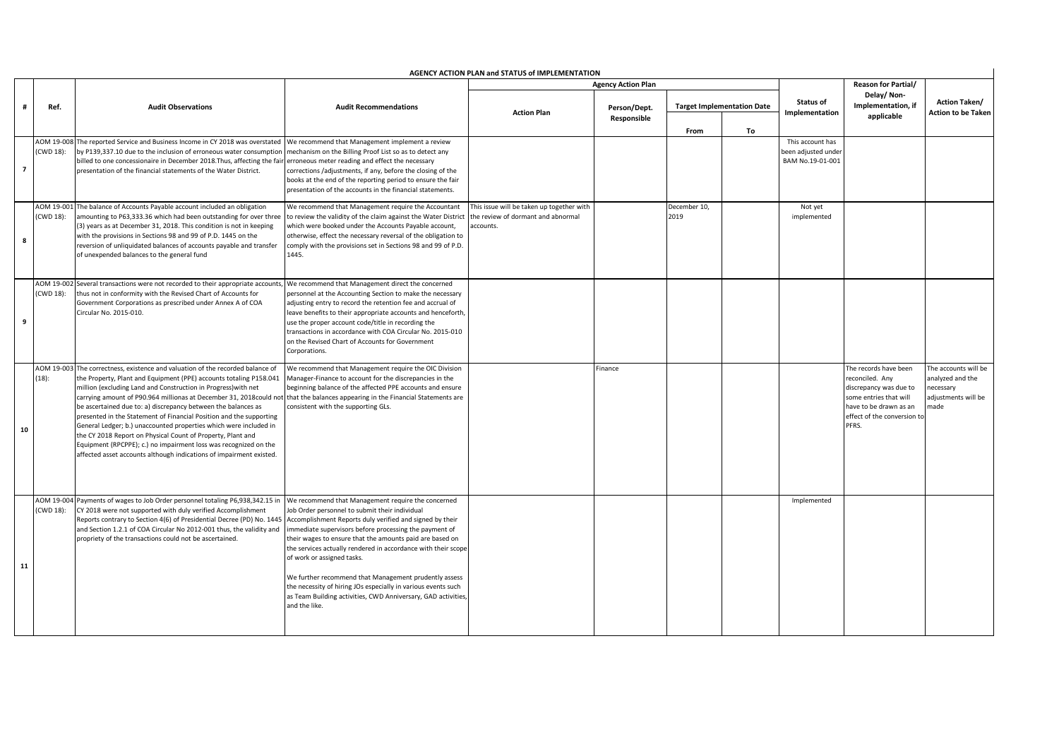## AGENCY ACTION PLAN and STATUS of IMPLEMENTATION

| # | Ref. | Audit Observations | Audit Recommendations | Agency Action Plan | | | | Status of Implementation | Reason for Partial/ Delay/ Non-Implementation, if applicable | Action Taken/ Action to be Taken |
|---|---|---|---|---|---|---|---|---|---|---|
| | | | | Action Plan | Person/Dept. Responsible | Target Implementation Date | | | | |
| | | | | | | From | To | | | |
| 7 | AOM 19-008 (CWD 18): | The reported Service and Business Income in CY 2018 was overstated by P139,337.10 due to the inclusion of erroneous water consumption billed to one concessionaire in December 2018.Thus, affecting the fair presentation of the financial statements of the Water District. | We recommend that Management implement a review mechanism on the Billing Proof List so as to detect any erroneous meter reading and effect the necessary corrections /adjustments, if any, before the closing of the books at the end of the reporting period to ensure the fair presentation of the accounts in the financial statements. | | | | | This account has been adjusted under BAM No.19-01-001 | | |
| 8 | AOM 19-001 (CWD 18): | The balance of Accounts Payable account included an obligation amounting to P63,333.36 which had been outstanding for over three (3) years as at December 31, 2018. This condition is not in keeping with the provisions in Sections 98 and 99 of P.D. 1445 on the reversion of unliquidated balances of accounts payable and transfer of unexpended balances to the general fund | We recommend that Management require the Accountant to review the validity of the claim against the Water District which were booked under the Accounts Payable account, otherwise, effect the necessary reversal of the obligation to comply with the provisions set in Sections 98 and 99 of P.D. 1445. | This issue will be taken up together with the review of dormant and abnormal accounts. | | December 10, 2019 | | Not yet implemented | | |
| 9 | AOM 19-002 (CWD 18): | Several transactions were not recorded to their appropriate accounts, thus not in conformity with the Revised Chart of Accounts for Government Corporations as prescribed under Annex A of COA Circular No. 2015-010. | We recommend that Management direct the concerned personnel at the Accounting Section to make the necessary adjusting entry to record the retention fee and accrual of leave benefits to their appropriate accounts and henceforth, use the proper account code/title in recording the transactions in accordance with COA Circular No. 2015-010 on the Revised Chart of Accounts for Government Corporations. | | | | | | | |
| 10 | AOM 19-003 (18): | The correctness, existence and valuation of the recorded balance of the Property, Plant and Equipment (PPE) accounts totaling P158.041 million (excluding Land and Construction in Progress)with net carrying amount of P90.964 millionas at December 31, 2018could not be ascertained due to: a) discrepancy between the balances as presented in the Statement of Financial Position and the supporting General Ledger; b.) unaccounted properties which were included in the CY 2018 Report on Physical Count of Property, Plant and Equipment (RPCPPE); c.) no impairment loss was recognized on the affected asset accounts although indications of impairment existed. | We recommend that Management require the OIC Division Manager-Finance to account for the discrepancies in the beginning balance of the affected PPE accounts and ensure that the balances appearing in the Financial Statements are consistent with the supporting GLs. | | Finance | | | | The records have been reconciled. Any discrepancy was due to some entries that will have to be drawn as an effect of the conversion to PFRS. | The accounts will be analyzed and the necessary adjustments will be made |
| 11 | AOM 19-004 (CWD 18): | Payments of wages to Job Order personnel totaling P6,938,342.15 in CY 2018 were not supported with duly verified Accomplishment Reports contrary to Section 4(6) of Presidential Decree (PD) No. 1445 and Section 1.2.1 of COA Circular No 2012-001 thus, the validity and propriety of the transactions could not be ascertained. | We recommend that Management require the concerned Job Order personnel to submit their individual Accomplishment Reports duly verified and signed by their immediate supervisors before processing the payment of their wages to ensure that the amounts paid are based on the services actually rendered in accordance with their scope of work or assigned tasks.<br><br>We further recommend that Management prudently assess the necessity of hiring JOs especially in various events such as Team Building activities, CWD Anniversary, GAD activities, and the like. | | | | | Implemented | | |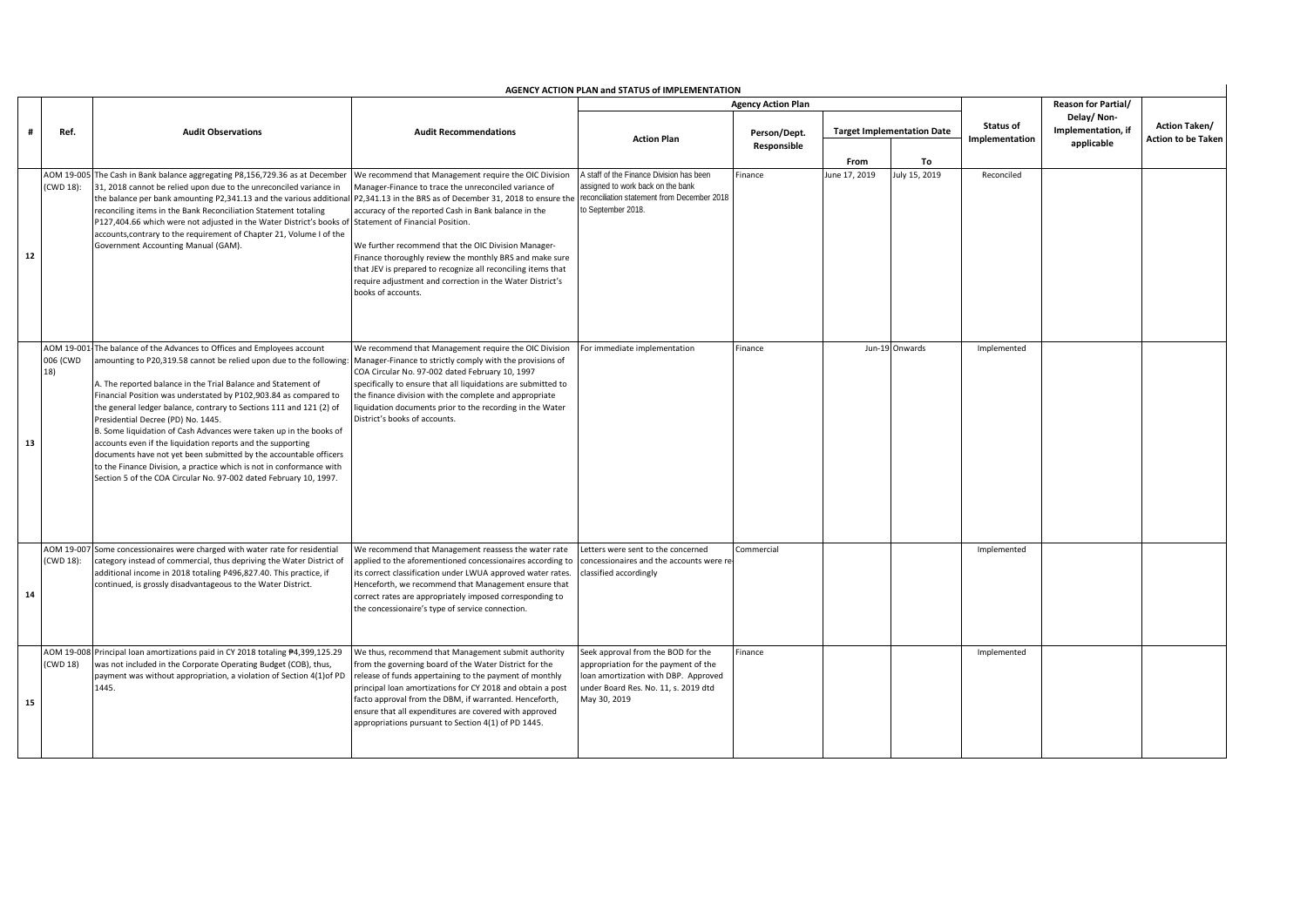**AGENCY ACTION PLAN and STATUS of IMPLEMENTATION**

| # | Ref. | Audit Observations | Audit Recommendations | Agency Action Plan | | | | Status of Implementation | Reason for Partial/ Delay/ Non-Implementation, if applicable | Action Taken/ Action to be Taken |
|---|---|---|---|---|---|---|---|---|---|---|
| | | | | Action Plan | Person/Dept. Responsible | Target Implementation Date | | | | |
| | | | | | | From | To | | | |
| 12 | AOM 19-005 (CWD 18): | The Cash in Bank balance aggregating P8,156,729.36 as at December 31, 2018 cannot be relied upon due to the unreconciled variance in the balance per bank amounting P2,341.13 and the various additional reconciling items in the Bank Reconciliation Statement totaling P127,404.66 which were not adjusted in the Water District's books of accounts,contrary to the requirement of Chapter 21, Volume I of the Government Accounting Manual (GAM). | We recommend that Management require the OIC Division Manager-Finance to trace the unreconciled variance of P2,341.13 in the BRS as of December 31, 2018 to ensure the accuracy of the reported Cash in Bank balance in the Statement of Financial Position.<br><br>We further recommend that the OIC Division Manager-Finance thoroughly review the monthly BRS and make sure that JEV is prepared to recognize all reconciling items that require adjustment and correction in the Water District's books of accounts. | A staff of the Finance Division has been assigned to work back on the bank reconciliation statement from December 2018 to September 2018. | Finance | June 17, 2019 | July 15, 2019 | Reconciled | | |
| 13 | AOM 19-001-006 (CWD 18) | The balance of the Advances to Offices and Employees account amounting to P20,319.58 cannot be relied upon due to the following:<br><br>A. The reported balance in the Trial Balance and Statement of Financial Position was understated by P102,903.84 as compared to the general ledger balance, contrary to Sections 111 and 121 (2) of Presidential Decree (PD) No. 1445.<br>B. Some liquidation of Cash Advances were taken up in the books of accounts even if the liquidation reports and the supporting documents have not yet been submitted by the accountable officers to the Finance Division, a practice which is not in conformance with Section 5 of the COA Circular No. 97-002 dated February 10, 1997. | We recommend that Management require the OIC Division Manager-Finance to strictly comply with the provisions of COA Circular No. 97-002 dated February 10, 1997 specifically to ensure that all liquidations are submitted to the finance division with the complete and appropriate liquidation documents prior to the recording in the Water District's books of accounts. | For immediate implementation | Finance | Jun-19 | Onwards | Implemented | | |
| 14 | AOM 19-007 (CWD 18): | Some concessionaires were charged with water rate for residential category instead of commercial, thus depriving the Water District of additional income in 2018 totaling P496,827.40. This practice, if continued, is grossly disadvantageous to the Water District. | We recommend that Management reassess the water rate applied to the aforementioned concessionaires according to its correct classification under LWUA approved water rates. Henceforth, we recommend that Management ensure that correct rates are appropriately imposed corresponding to the concessionaire's type of service connection. | Letters were sent to the concerned concessionaires and the accounts were re-classified accordingly | Commercial | | | Implemented | | |
| 15 | AOM 19-008 (CWD 18) | Principal loan amortizations paid in CY 2018 totaling ₱4,399,125.29 was not included in the Corporate Operating Budget (COB), thus, payment was without appropriation, a violation of Section 4(1)of PD 1445. | We thus, recommend that Management submit authority from the governing board of the Water District for the release of funds appertaining to the payment of monthly principal loan amortizations for CY 2018 and obtain a post facto approval from the DBM, if warranted. Henceforth, ensure that all expenditures are covered with approved appropriations pursuant to Section 4(1) of PD 1445. | Seek approval from the BOD for the appropriation for the payment of the loan amortization with DBP. Approved under Board Res. No. 11, s. 2019 dtd May 30, 2019 | Finance | | | Implemented | | |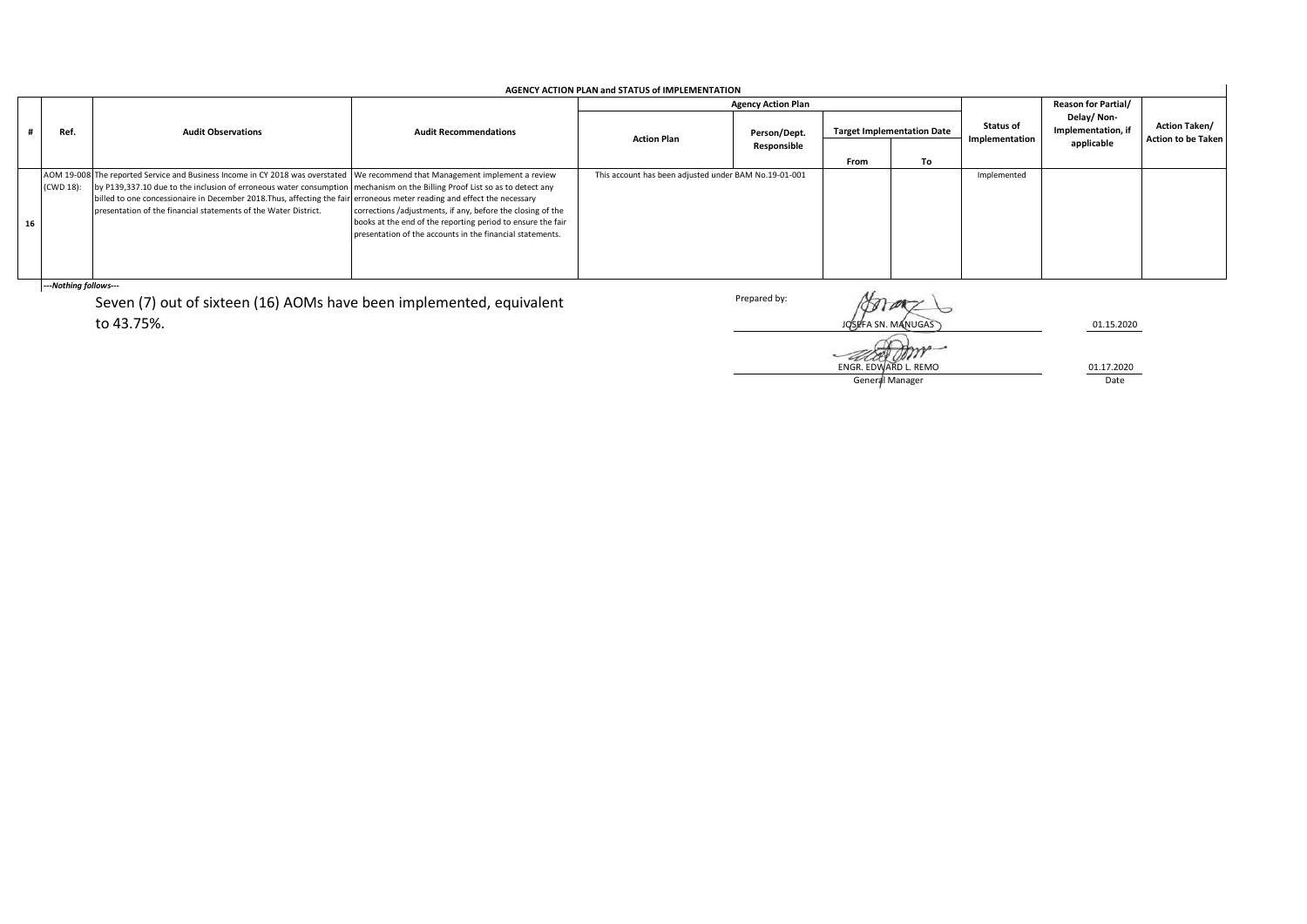**AGENCY ACTION PLAN and STATUS of IMPLEMENTATION**

| # | Ref. | Audit Observations | Audit Recommendations | Agency Action Plan | | | | Status of Implementation | Reason for Partial/ Delay/ Non-Implementation, if applicable | Action Taken/ Action to be Taken |
|---|---|---|---|---|---|---|---|---|---|---|
| | | | | Action Plan | Person/Dept. Responsible | Target Implementation Date | | | | |
| | | | | | | From | To | | | |
| 16 | AOM 19-008 (CWD 18): | The reported Service and Business Income in CY 2018 was overstated by P139,337.10 due to the inclusion of erroneous water consumption billed to one concessionaire in December 2018.Thus, affecting the fair presentation of the financial statements of the Water District. | We recommend that Management implement a review mechanism on the Billing Proof List so as to detect any erroneous meter reading and effect the necessary corrections /adjustments, if any, before the closing of the books at the end of the reporting period to ensure the fair presentation of the accounts in the financial statements. | This account has been adjusted under BAM No.19-01-001 | | | | Implemented | | |

*---Nothing follows---*

Seven (7) out of sixteen (16) AOMs have been implemented, equivalent to 43.75%.

Prepared by:

JOSEFA SN. MANUGAS 01.15.2020

ENGR. EDWARD L. REMO 01.17.2020
General Manager Date